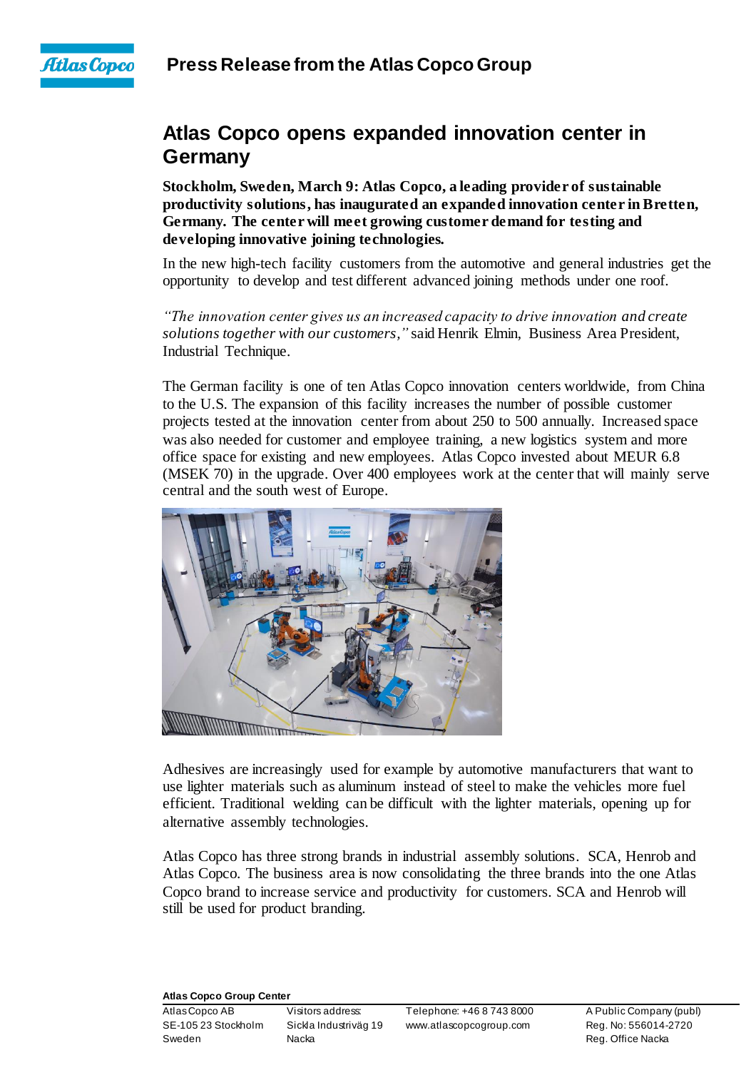**Press Release from the Atlas Copco Group**

# Atlas Copco opens expanded innovation center in Germany

**Stockholm, Sweden, March 9: Atlas Copco, a leading provider of sustainable productivity solutions, has inaugurated an expanded innovation center in Bretten, Germany. The center will meet growing customer demand for testing and developing innovative joining technologies.**

In the new high-tech facility customers from the automotive and general industries get the opportunity to develop and test different advanced joining methods under one roof.

*"The innovation center gives us an increased capacity to drive innovation and create solutions together with our customers,"* said Henrik Elmin, Business Area President, Industrial Technique.

The German facility is one of ten Atlas Copco innovation centers worldwide, from China to the U.S. The expansion of this facility increases the number of possible customer projects tested at the innovation center from about 250 to 500 annually. Increased space was also needed for customer and employee training, a new logistics system and more office space for existing and new employees. Atlas Copco invested about MEUR 6.8 (MSEK 70) in the upgrade. Over 400 employees work at the center that will mainly serve central and the south west of Europe.

Adhesives are increasingly used for example by automotive manufacturers that want to use lighter materials such as aluminum instead of steel to make the vehicles more fuel efficient. Traditional welding can be difficult with the lighter materials, opening up for alternative assembly technologies.

Atlas Copco has three strong brands in industrial assembly solutions. SCA, Henrob and Atlas Copco. The business area is now consolidating the three brands into the one Atlas Copco brand to increase service and productivity for customers. SCA and Henrob will still be used for product branding.

**Atlas Copco Group Center**

| Atlas Copco AB | Visitors address: | Telephone: +46 8 743 8000 | A Public Company (publ) |
|---|---|---|---|
| SE-105 23 Stockholm | Sickla Industriväg 19 | www.atlascopcogroup.com | Reg. No: 556014-2720 |
| Sweden | Nacka | | Reg. Office Nacka |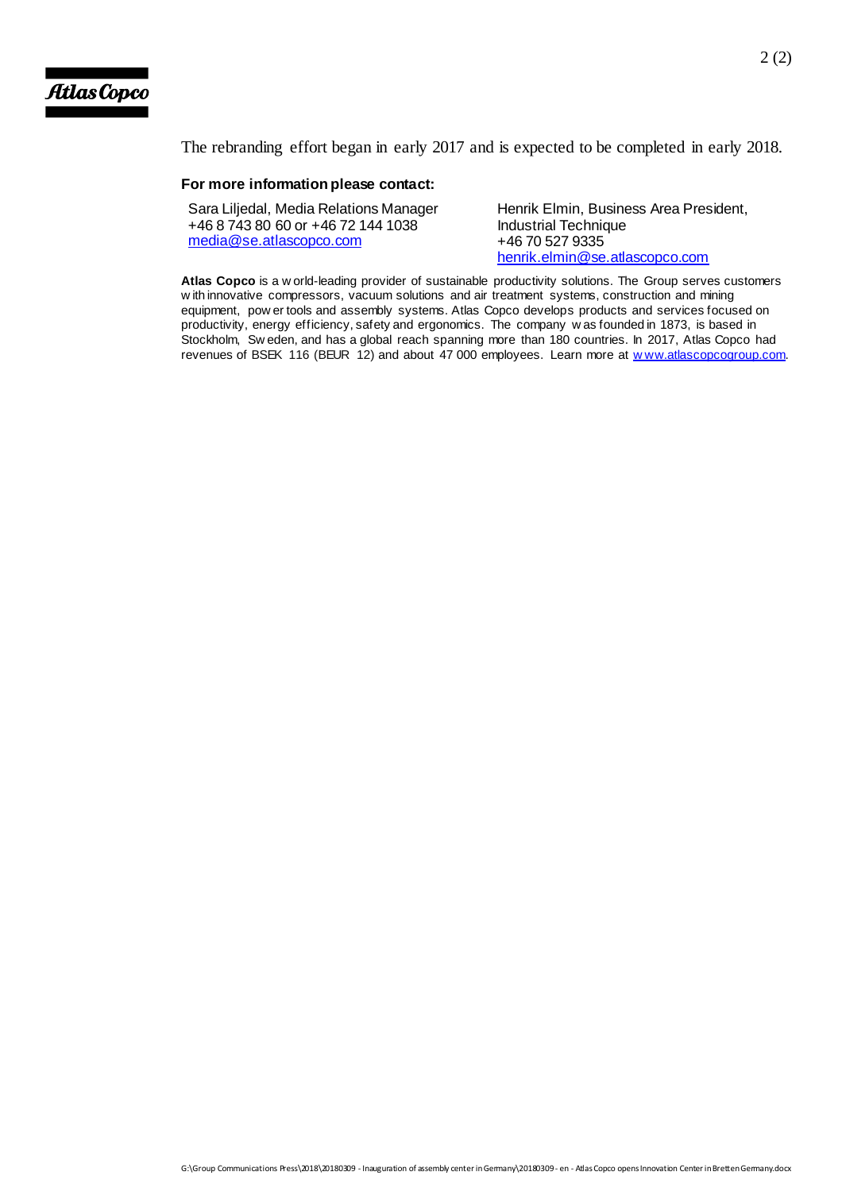The rebranding effort began in early 2017 and is expected to be completed in early 2018.

**For more information please contact:**

Sara Liljedal, Media Relations Manager
+46 8 743 80 60 or +46 72 144 1038
media@se.atlascopco.com

Henrik Elmin, Business Area President, Industrial Technique
+46 70 527 9335
henrik.elmin@se.atlascopco.com

**Atlas Copco** is a world-leading provider of sustainable productivity solutions. The Group serves customers with innovative compressors, vacuum solutions and air treatment systems, construction and mining equipment, power tools and assembly systems. Atlas Copco develops products and services focused on productivity, energy efficiency, safety and ergonomics. The company was founded in 1873, is based in Stockholm, Sweden, and has a global reach spanning more than 180 countries. In 2017, Atlas Copco had revenues of BSEK 116 (BEUR 12) and about 47 000 employees. Learn more at www.atlascopcogroup.com.